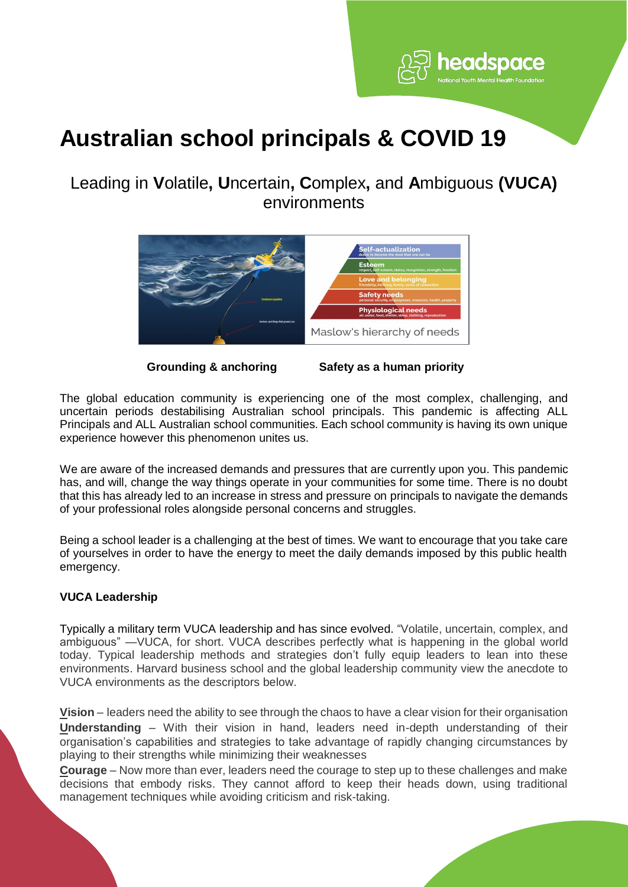# Australian school principals & COVID 19

## Leading in **V**olatile**, U**ncertain**, C**omplex**,** and **A**mbiguous **(VUCA)** environments

**Grounding & anchoring** **Safety as a human priority**

The global education community is experiencing one of the most complex, challenging, and uncertain periods destabilising Australian school principals. This pandemic is affecting ALL Principals and ALL Australian school communities. Each school community is having its own unique experience however this phenomenon unites us.

We are aware of the increased demands and pressures that are currently upon you. This pandemic has, and will, change the way things operate in your communities for some time. There is no doubt that this has already led to an increase in stress and pressure on principals to navigate the demands of your professional roles alongside personal concerns and struggles.

Being a school leader is a challenging at the best of times. We want to encourage that you take care of yourselves in order to have the energy to meet the daily demands imposed by this public health emergency.

### VUCA Leadership

Typically a military term VUCA leadership and has since evolved. "Volatile, uncertain, complex, and ambiguous" —VUCA, for short. VUCA describes perfectly what is happening in the global world today. Typical leadership methods and strategies don't fully equip leaders to lean into these environments. Harvard business school and the global leadership community view the anecdote to VUCA environments as the descriptors below.

**Vision** – leaders need the ability to see through the chaos to have a clear vision for their organisation

**Understanding** – With their vision in hand, leaders need in-depth understanding of their organisation's capabilities and strategies to take advantage of rapidly changing circumstances by playing to their strengths while minimizing their weaknesses

**Courage** – Now more than ever, leaders need the courage to step up to these challenges and make decisions that embody risks. They cannot afford to keep their heads down, using traditional management techniques while avoiding criticism and risk-taking.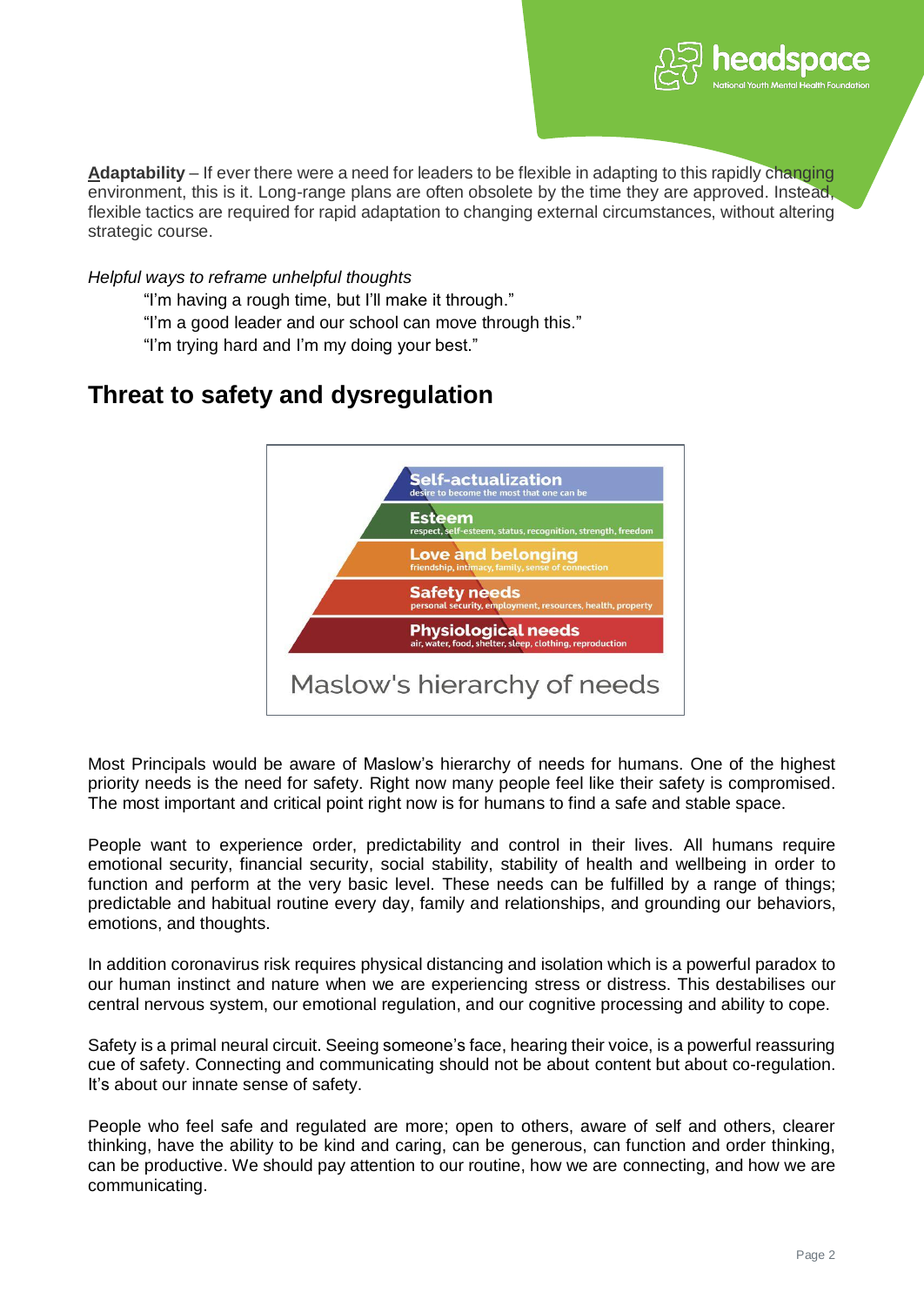**Adaptability** – If ever there were a need for leaders to be flexible in adapting to this rapidly changing environment, this is it. Long-range plans are often obsolete by the time they are approved. Instead, flexible tactics are required for rapid adaptation to changing external circumstances, without altering strategic course.

*Helpful ways to reframe unhelpful thoughts*

> "I'm having a rough time, but I'll make it through."
> "I'm a good leader and our school can move through this."
> "I'm trying hard and I'm my doing your best."

## Threat to safety and dysregulation

**Self-actualization** – desire to become the most that one can be

**Esteem** – respect, self-esteem, status, recognition, strength, freedom

**Love and belonging** – friendship, intimacy, family, sense of connection

**Safety needs** – personal security, employment, resources, health, property

**Physiological needs** – air, water, food, shelter, sleep, clothing, reproduction

Maslow's hierarchy of needs

Most Principals would be aware of Maslow's hierarchy of needs for humans. One of the highest priority needs is the need for safety. Right now many people feel like their safety is compromised. The most important and critical point right now is for humans to find a safe and stable space.

People want to experience order, predictability and control in their lives. All humans require emotional security, financial security, social stability, stability of health and wellbeing in order to function and perform at the very basic level. These needs can be fulfilled by a range of things; predictable and habitual routine every day, family and relationships, and grounding our behaviors, emotions, and thoughts.

In addition coronavirus risk requires physical distancing and isolation which is a powerful paradox to our human instinct and nature when we are experiencing stress or distress. This destabilises our central nervous system, our emotional regulation, and our cognitive processing and ability to cope.

Safety is a primal neural circuit. Seeing someone's face, hearing their voice, is a powerful reassuring cue of safety. Connecting and communicating should not be about content but about co-regulation. It's about our innate sense of safety.

People who feel safe and regulated are more; open to others, aware of self and others, clearer thinking, have the ability to be kind and caring, can be generous, can function and order thinking, can be productive. We should pay attention to our routine, how we are connecting, and how we are communicating.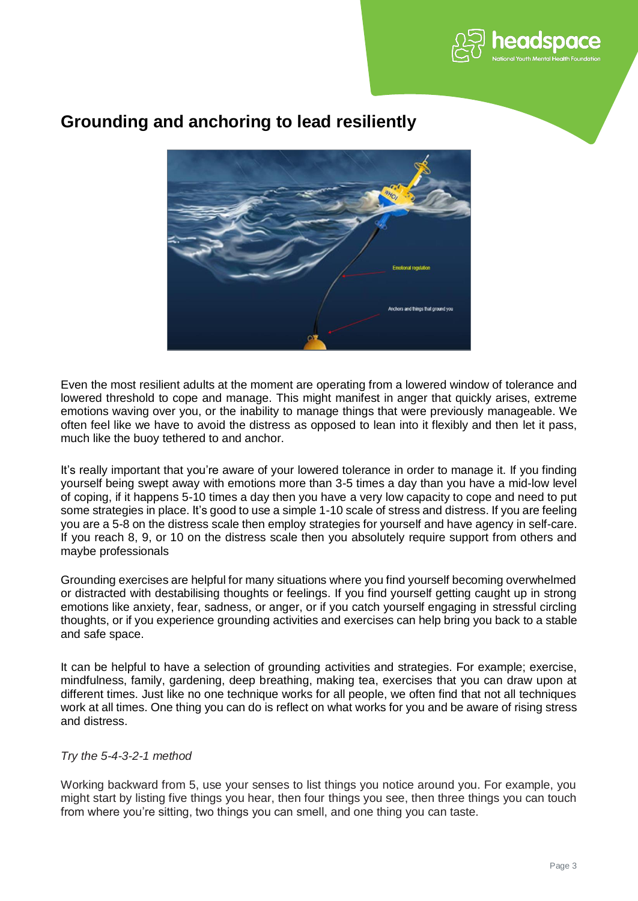# Grounding and anchoring to lead resiliently

Even the most resilient adults at the moment are operating from a lowered window of tolerance and lowered threshold to cope and manage. This might manifest in anger that quickly arises, extreme emotions waving over you, or the inability to manage things that were previously manageable. We often feel like we have to avoid the distress as opposed to lean into it flexibly and then let it pass, much like the buoy tethered to and anchor.

It's really important that you're aware of your lowered tolerance in order to manage it. If you finding yourself being swept away with emotions more than 3-5 times a day than you have a mid-low level of coping, if it happens 5-10 times a day then you have a very low capacity to cope and need to put some strategies in place. It's good to use a simple 1-10 scale of stress and distress. If you are feeling you are a 5-8 on the distress scale then employ strategies for yourself and have agency in self-care. If you reach 8, 9, or 10 on the distress scale then you absolutely require support from others and maybe professionals

Grounding exercises are helpful for many situations where you find yourself becoming overwhelmed or distracted with destabilising thoughts or feelings. If you find yourself getting caught up in strong emotions like anxiety, fear, sadness, or anger, or if you catch yourself engaging in stressful circling thoughts, or if you experience grounding activities and exercises can help bring you back to a stable and safe space.

It can be helpful to have a selection of grounding activities and strategies. For example; exercise, mindfulness, family, gardening, deep breathing, making tea, exercises that you can draw upon at different times. Just like no one technique works for all people, we often find that not all techniques work at all times. One thing you can do is reflect on what works for you and be aware of rising stress and distress.

*Try the 5-4-3-2-1 method*

Working backward from 5, use your senses to list things you notice around you. For example, you might start by listing five things you hear, then four things you see, then three things you can touch from where you're sitting, two things you can smell, and one thing you can taste.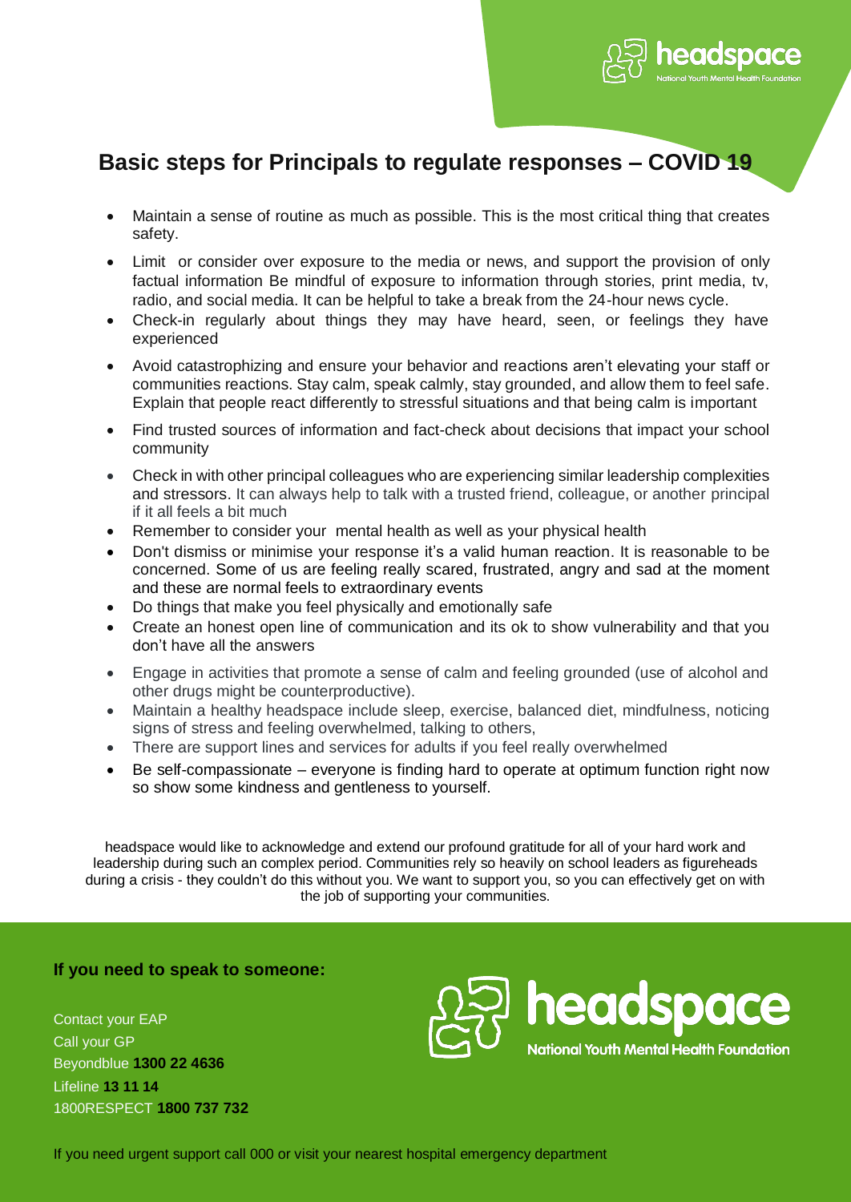# Basic steps for Principals to regulate responses – COVID 19

- Maintain a sense of routine as much as possible. This is the most critical thing that creates safety.
- Limit or consider over exposure to the media or news, and support the provision of only factual information Be mindful of exposure to information through stories, print media, tv, radio, and social media. It can be helpful to take a break from the 24-hour news cycle.
- Check-in regularly about things they may have heard, seen, or feelings they have experienced
- Avoid catastrophizing and ensure your behavior and reactions aren't elevating your staff or communities reactions. Stay calm, speak calmly, stay grounded, and allow them to feel safe. Explain that people react differently to stressful situations and that being calm is important
- Find trusted sources of information and fact-check about decisions that impact your school community
- Check in with other principal colleagues who are experiencing similar leadership complexities and stressors. It can always help to talk with a trusted friend, colleague, or another principal if it all feels a bit much
- Remember to consider your mental health as well as your physical health
- Don't dismiss or minimise your response it's a valid human reaction. It is reasonable to be concerned. Some of us are feeling really scared, frustrated, angry and sad at the moment and these are normal feels to extraordinary events
- Do things that make you feel physically and emotionally safe
- Create an honest open line of communication and its ok to show vulnerability and that you don't have all the answers
- Engage in activities that promote a sense of calm and feeling grounded (use of alcohol and other drugs might be counterproductive).
- Maintain a healthy headspace include sleep, exercise, balanced diet, mindfulness, noticing signs of stress and feeling overwhelmed, talking to others,
- There are support lines and services for adults if you feel really overwhelmed
- Be self-compassionate – everyone is finding hard to operate at optimum function right now so show some kindness and gentleness to yourself.

headspace would like to acknowledge and extend our profound gratitude for all of your hard work and leadership during such an complex period. Communities rely so heavily on school leaders as figureheads during a crisis - they couldn't do this without you. We want to support you, so you can effectively get on with the job of supporting your communities.

**If you need to speak to someone:**

Contact your EAP
Call your GP
Beyondblue **1300 22 4636**
Lifeline **13 11 14**
1800RESPECT **1800 737 732**

headspace
National Youth Mental Health Foundation

If you need urgent support call 000 or visit your nearest hospital emergency department